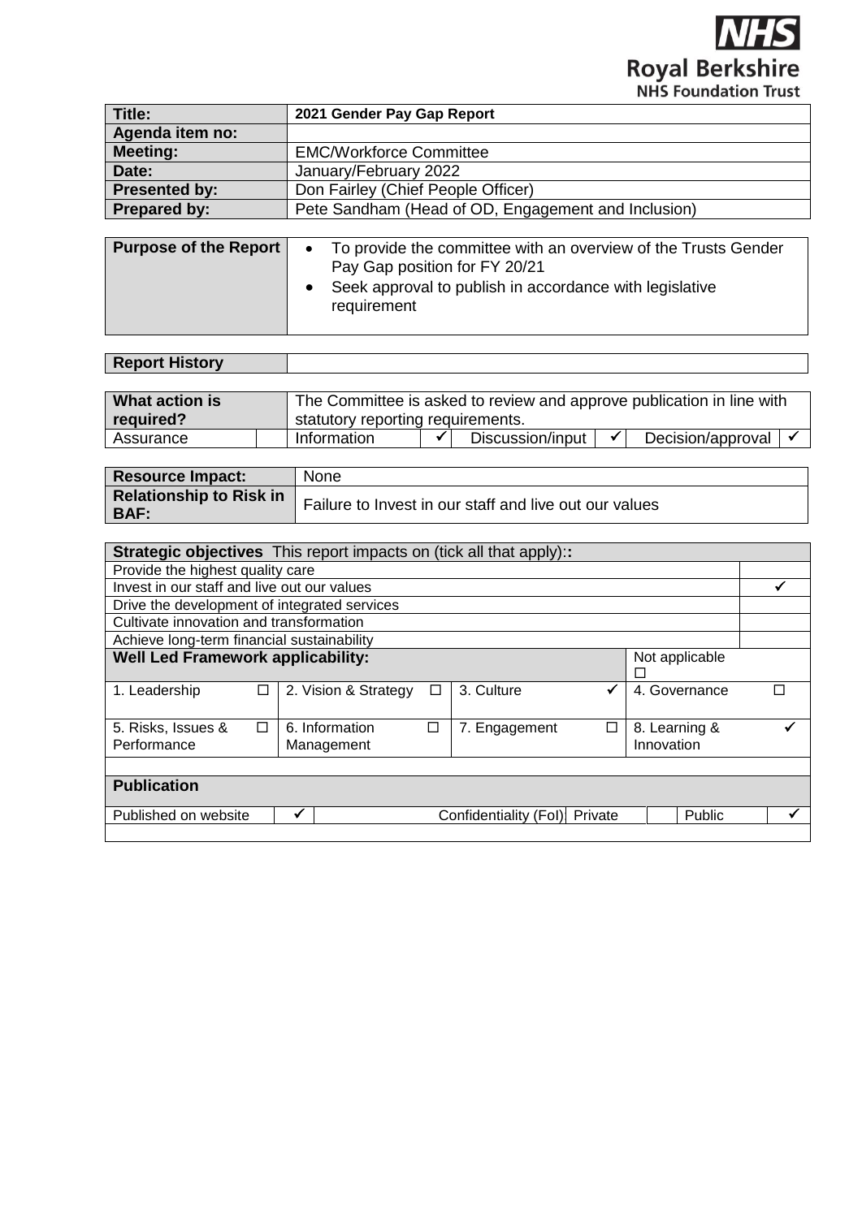NHS
Royal Berkshire
NHS Foundation Trust

| **Title:** | **2021 Gender Pay Gap Report** |
|---|---|
| **Agenda item no:** | |
| **Meeting:** | EMC/Workforce Committee |
| **Date:** | January/February 2022 |
| **Presented by:** | Don Fairley (Chief People Officer) |
| **Prepared by:** | Pete Sandham (Head of OD, Engagement and Inclusion) |

| **Purpose of the Report** | • To provide the committee with an overview of the Trusts Gender Pay Gap position for FY 20/21<br>• Seek approval to publish in accordance with legislative requirement |
|---|---|

| **Report History** | |
|---|---|

| **What action is required?** | | The Committee is asked to review and approve publication in line with statutory reporting requirements. | | | | | |
|---|---|---|---|---|---|---|---|
| Assurance | | Information | ✓ | Discussion/input | ✓ | Decision/approval | ✓ |

| **Resource Impact:** | None |
|---|---|
| **Relationship to Risk in BAF:** | Failure to Invest in our staff and live out our values |

| **Strategic objectives** This report impacts on (tick all that apply):: | |
|---|---|
| Provide the highest quality care | |
| Invest in our staff and live out our values | ✓ |
| Drive the development of integrated services | |
| Cultivate innovation and transformation | |
| Achieve long-term financial sustainability | |

| **Well Led Framework applicability:** | | | | | | Not applicable ☐ | |
|---|---|---|---|---|---|---|---|
| 1. Leadership | ☐ | 2. Vision & Strategy | ☐ | 3. Culture | ✓ | 4. Governance | ☐ |
| 5. Risks, Issues & Performance | ☐ | 6. Information Management | ☐ | 7. Engagement | ☐ | 8. Learning & Innovation | ✓ |

| **Publication** | | | | | |
|---|---|---|---|---|---|
| Published on website | ✓ | Confidentiality (FoI) Private | | Public | ✓ |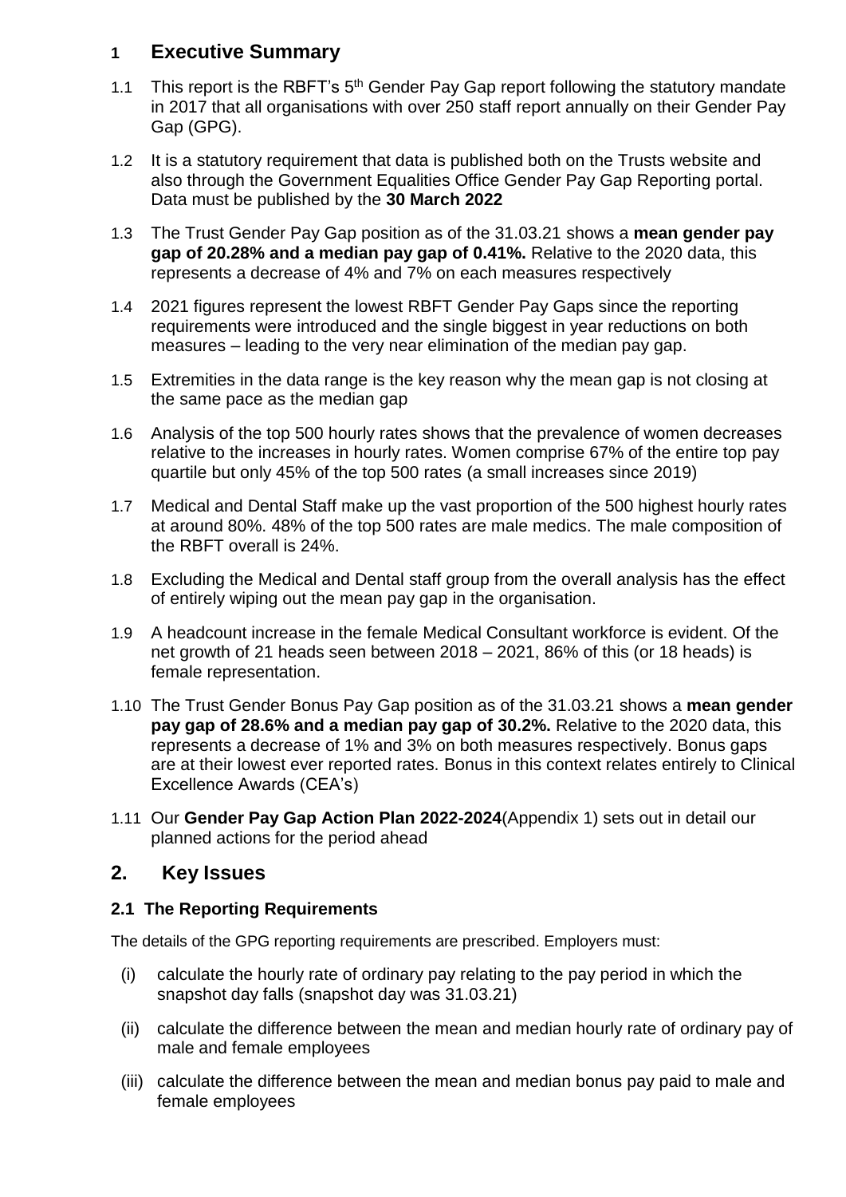## 1 Executive Summary

1.1 This report is the RBFT's 5th Gender Pay Gap report following the statutory mandate in 2017 that all organisations with over 250 staff report annually on their Gender Pay Gap (GPG).

1.2 It is a statutory requirement that data is published both on the Trusts website and also through the Government Equalities Office Gender Pay Gap Reporting portal. Data must be published by the **30 March 2022**

1.3 The Trust Gender Pay Gap position as of the 31.03.21 shows a **mean gender pay gap of 20.28% and a median pay gap of 0.41%.** Relative to the 2020 data, this represents a decrease of 4% and 7% on each measures respectively

1.4 2021 figures represent the lowest RBFT Gender Pay Gaps since the reporting requirements were introduced and the single biggest in year reductions on both measures – leading to the very near elimination of the median pay gap.

1.5 Extremities in the data range is the key reason why the mean gap is not closing at the same pace as the median gap

1.6 Analysis of the top 500 hourly rates shows that the prevalence of women decreases relative to the increases in hourly rates. Women comprise 67% of the entire top pay quartile but only 45% of the top 500 rates (a small increases since 2019)

1.7 Medical and Dental Staff make up the vast proportion of the 500 highest hourly rates at around 80%. 48% of the top 500 rates are male medics. The male composition of the RBFT overall is 24%.

1.8 Excluding the Medical and Dental staff group from the overall analysis has the effect of entirely wiping out the mean pay gap in the organisation.

1.9 A headcount increase in the female Medical Consultant workforce is evident. Of the net growth of 21 heads seen between 2018 – 2021, 86% of this (or 18 heads) is female representation.

1.10 The Trust Gender Bonus Pay Gap position as of the 31.03.21 shows a **mean gender pay gap of 28.6% and a median pay gap of 30.2%.** Relative to the 2020 data, this represents a decrease of 1% and 3% on both measures respectively. Bonus gaps are at their lowest ever reported rates. Bonus in this context relates entirely to Clinical Excellence Awards (CEA's)

1.11 Our **Gender Pay Gap Action Plan 2022-2024**(Appendix 1) sets out in detail our planned actions for the period ahead

## 2. Key Issues

### 2.1 The Reporting Requirements

The details of the GPG reporting requirements are prescribed. Employers must:

(i) calculate the hourly rate of ordinary pay relating to the pay period in which the snapshot day falls (snapshot day was 31.03.21)

(ii) calculate the difference between the mean and median hourly rate of ordinary pay of male and female employees

(iii) calculate the difference between the mean and median bonus pay paid to male and female employees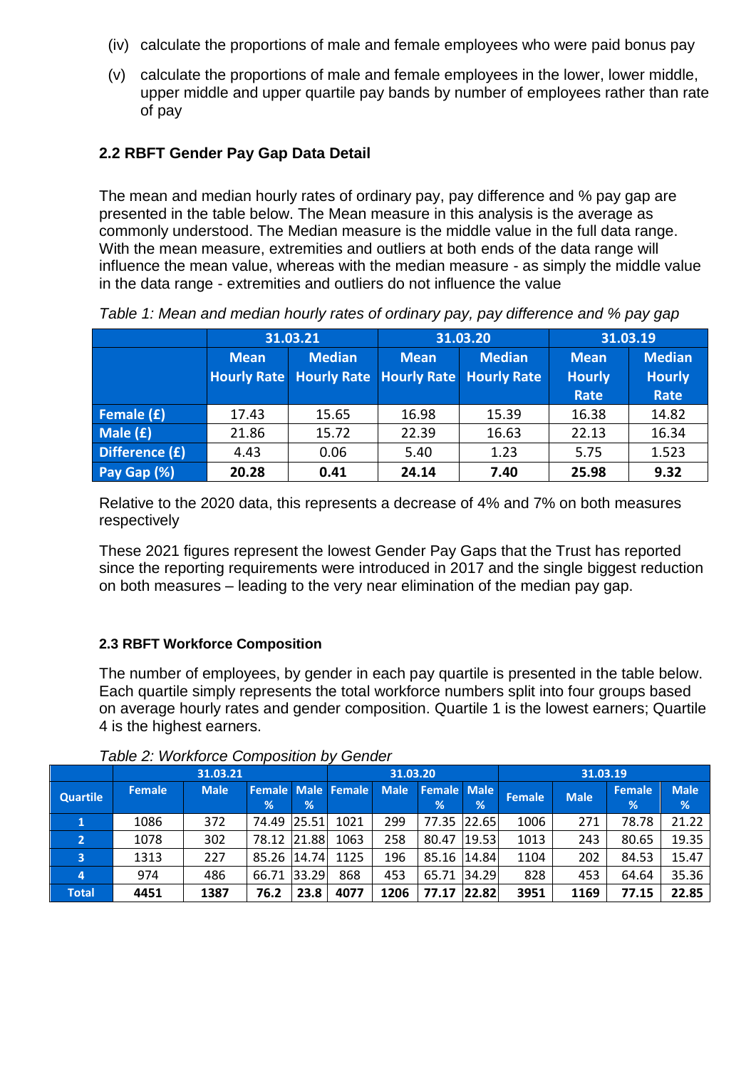(iv) calculate the proportions of male and female employees who were paid bonus pay

(v) calculate the proportions of male and female employees in the lower, lower middle, upper middle and upper quartile pay bands by number of employees rather than rate of pay

### 2.2 RBFT Gender Pay Gap Data Detail

The mean and median hourly rates of ordinary pay, pay difference and % pay gap are presented in the table below. The Mean measure in this analysis is the average as commonly understood. The Median measure is the middle value in the full data range. With the mean measure, extremities and outliers at both ends of the data range will influence the mean value, whereas with the median measure - as simply the middle value in the data range - extremities and outliers do not influence the value

*Table 1: Mean and median hourly rates of ordinary pay, pay difference and % pay gap*

| | 31.03.21 | | 31.03.20 | | 31.03.19 | |
|---|---|---|---|---|---|---|
| | Mean Hourly Rate | Median Hourly Rate | Mean Hourly Rate | Median Hourly Rate | Mean Hourly Rate | Median Hourly Rate |
| Female (£) | 17.43 | 15.65 | 16.98 | 15.39 | 16.38 | 14.82 |
| Male (£) | 21.86 | 15.72 | 22.39 | 16.63 | 22.13 | 16.34 |
| Difference (£) | 4.43 | 0.06 | 5.40 | 1.23 | 5.75 | 1.523 |
| Pay Gap (%) | **20.28** | **0.41** | **24.14** | **7.40** | **25.98** | **9.32** |

Relative to the 2020 data, this represents a decrease of 4% and 7% on both measures respectively

These 2021 figures represent the lowest Gender Pay Gaps that the Trust has reported since the reporting requirements were introduced in 2017 and the single biggest reduction on both measures – leading to the very near elimination of the median pay gap.

### 2.3 RBFT Workforce Composition

The number of employees, by gender in each pay quartile is presented in the table below. Each quartile simply represents the total workforce numbers split into four groups based on average hourly rates and gender composition. Quartile 1 is the lowest earners; Quartile 4 is the highest earners.

*Table 2: Workforce Composition by Gender*

| | 31.03.21 | | | | 31.03.20 | | | | 31.03.19 | | | |
|---|---|---|---|---|---|---|---|---|---|---|---|---|
| Quartile | Female | Male | Female % | Male % | Female | Male | Female % | Male % | Female | Male | Female % | Male % |
| 1 | 1086 | 372 | 74.49 | 25.51 | 1021 | 299 | 77.35 | 22.65 | 1006 | 271 | 78.78 | 21.22 |
| 2 | 1078 | 302 | 78.12 | 21.88 | 1063 | 258 | 80.47 | 19.53 | 1013 | 243 | 80.65 | 19.35 |
| 3 | 1313 | 227 | 85.26 | 14.74 | 1125 | 196 | 85.16 | 14.84 | 1104 | 202 | 84.53 | 15.47 |
| 4 | 974 | 486 | 66.71 | 33.29 | 868 | 453 | 65.71 | 34.29 | 828 | 453 | 64.64 | 35.36 |
| **Total** | **4451** | **1387** | **76.2** | **23.8** | **4077** | **1206** | **77.17** | **22.82** | **3951** | **1169** | **77.15** | **22.85** |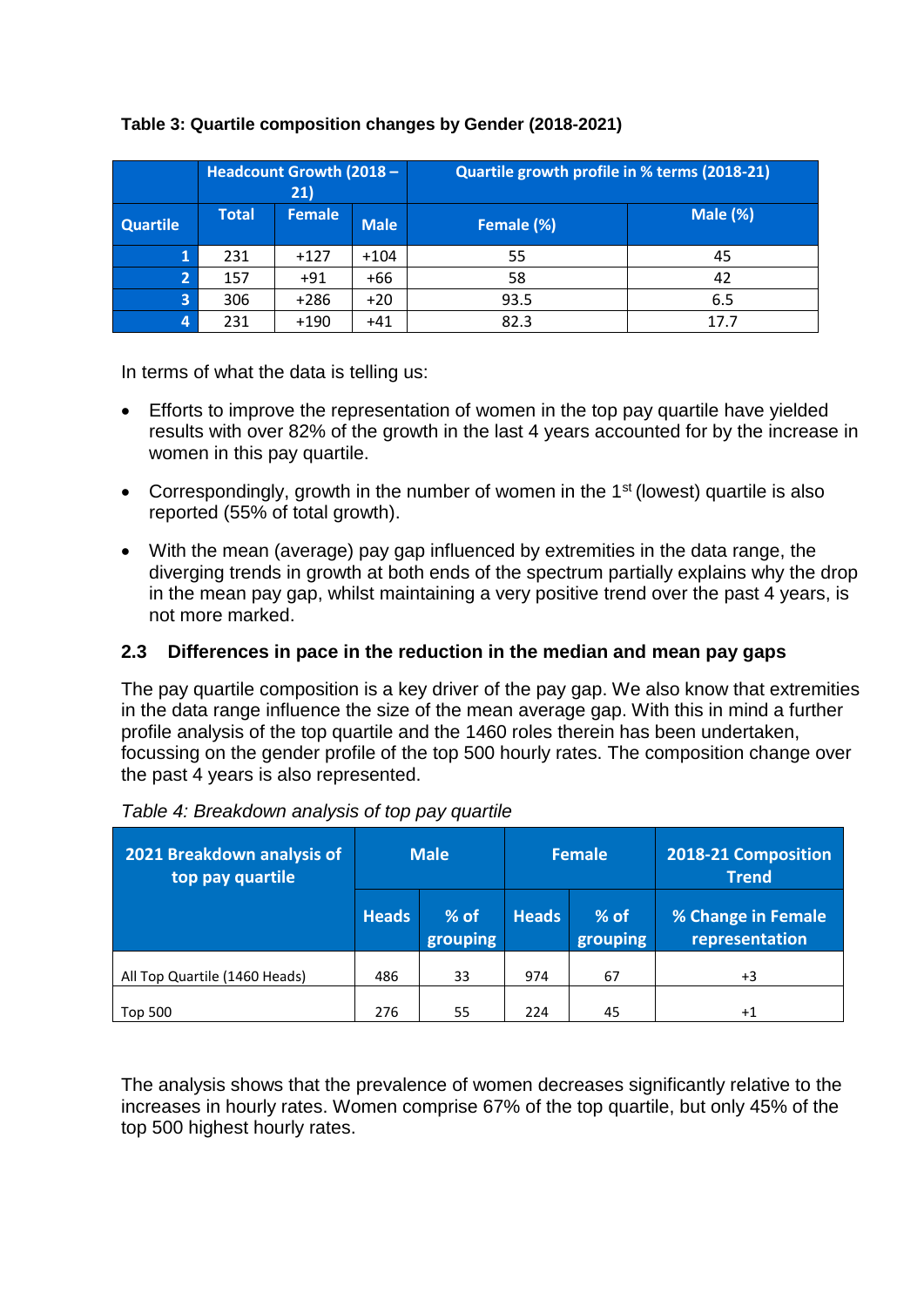**Table 3: Quartile composition changes by Gender (2018-2021)**

| | Headcount Growth (2018 – 21) | | | Quartile growth profile in % terms (2018-21) | |
|---|---|---|---|---|---|
| **Quartile** | **Total** | **Female** | **Male** | **Female (%)** | **Male (%)** |
| 1 | 231 | +127 | +104 | 55 | 45 |
| 2 | 157 | +91 | +66 | 58 | 42 |
| 3 | 306 | +286 | +20 | 93.5 | 6.5 |
| 4 | 231 | +190 | +41 | 82.3 | 17.7 |

In terms of what the data is telling us:

- Efforts to improve the representation of women in the top pay quartile have yielded results with over 82% of the growth in the last 4 years accounted for by the increase in women in this pay quartile.
- Correspondingly, growth in the number of women in the 1st (lowest) quartile is also reported (55% of total growth).
- With the mean (average) pay gap influenced by extremities in the data range, the diverging trends in growth at both ends of the spectrum partially explains why the drop in the mean pay gap, whilst maintaining a very positive trend over the past 4 years, is not more marked.

## 2.3 Differences in pace in the reduction in the median and mean pay gaps

The pay quartile composition is a key driver of the pay gap. We also know that extremities in the data range influence the size of the mean average gap. With this in mind a further profile analysis of the top quartile and the 1460 roles therein has been undertaken, focussing on the gender profile of the top 500 hourly rates. The composition change over the past 4 years is also represented.

*Table 4: Breakdown analysis of top pay quartile*

| 2021 Breakdown analysis of top pay quartile | Male | | Female | | 2018-21 Composition Trend |
|---|---|---|---|---|---|
| | **Heads** | **% of grouping** | **Heads** | **% of grouping** | **% Change in Female representation** |
| All Top Quartile (1460 Heads) | 486 | 33 | 974 | 67 | +3 |
| Top 500 | 276 | 55 | 224 | 45 | +1 |

The analysis shows that the prevalence of women decreases significantly relative to the increases in hourly rates. Women comprise 67% of the top quartile, but only 45% of the top 500 highest hourly rates.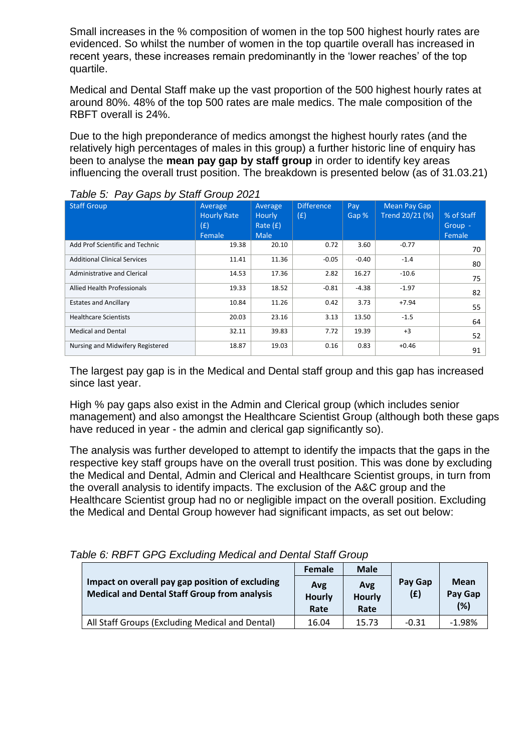Small increases in the % composition of women in the top 500 highest hourly rates are evidenced. So whilst the number of women in the top quartile overall has increased in recent years, these increases remain predominantly in the 'lower reaches' of the top quartile.

Medical and Dental Staff make up the vast proportion of the 500 highest hourly rates at around 80%. 48% of the top 500 rates are male medics. The male composition of the RBFT overall is 24%.

Due to the high preponderance of medics amongst the highest hourly rates (and the relatively high percentages of males in this group) a further historic line of enquiry has been to analyse the **mean pay gap by staff group** in order to identify key areas influencing the overall trust position. The breakdown is presented below (as of 31.03.21)

*Table 5: Pay Gaps by Staff Group 2021*

| Staff Group | Average Hourly Rate (£) Female | Average Hourly Rate (£) Male | Difference (£) | Pay Gap % | Mean Pay Gap Trend 20/21 (%) | % of Staff Group - Female |
|---|---|---|---|---|---|---|
| Add Prof Scientific and Technic | 19.38 | 20.10 | 0.72 | 3.60 | -0.77 | 70 |
| Additional Clinical Services | 11.41 | 11.36 | -0.05 | -0.40 | -1.4 | 80 |
| Administrative and Clerical | 14.53 | 17.36 | 2.82 | 16.27 | -10.6 | 75 |
| Allied Health Professionals | 19.33 | 18.52 | -0.81 | -4.38 | -1.97 | 82 |
| Estates and Ancillary | 10.84 | 11.26 | 0.42 | 3.73 | +7.94 | 55 |
| Healthcare Scientists | 20.03 | 23.16 | 3.13 | 13.50 | -1.5 | 64 |
| Medical and Dental | 32.11 | 39.83 | 7.72 | 19.39 | +3 | 52 |
| Nursing and Midwifery Registered | 18.87 | 19.03 | 0.16 | 0.83 | +0.46 | 91 |

The largest pay gap is in the Medical and Dental staff group and this gap has increased since last year.

High % pay gaps also exist in the Admin and Clerical group (which includes senior management) and also amongst the Healthcare Scientist Group (although both these gaps have reduced in year - the admin and clerical gap significantly so).

The analysis was further developed to attempt to identify the impacts that the gaps in the respective key staff groups have on the overall trust position. This was done by excluding the Medical and Dental, Admin and Clerical and Healthcare Scientist groups, in turn from the overall analysis to identify impacts. The exclusion of the A&C group and the Healthcare Scientist group had no or negligible impact on the overall position. Excluding the Medical and Dental Group however had significant impacts, as set out below:

*Table 6: RBFT GPG Excluding Medical and Dental Staff Group*

| **Impact on overall pay gap position of excluding Medical and Dental Staff Group from analysis** | **Female** | **Male** | **Pay Gap (£)** | **Mean Pay Gap (%)** |
|---|---|---|---|---|
| | **Avg Hourly Rate** | **Avg Hourly Rate** | | |
| All Staff Groups (Excluding Medical and Dental) | 16.04 | 15.73 | -0.31 | -1.98% |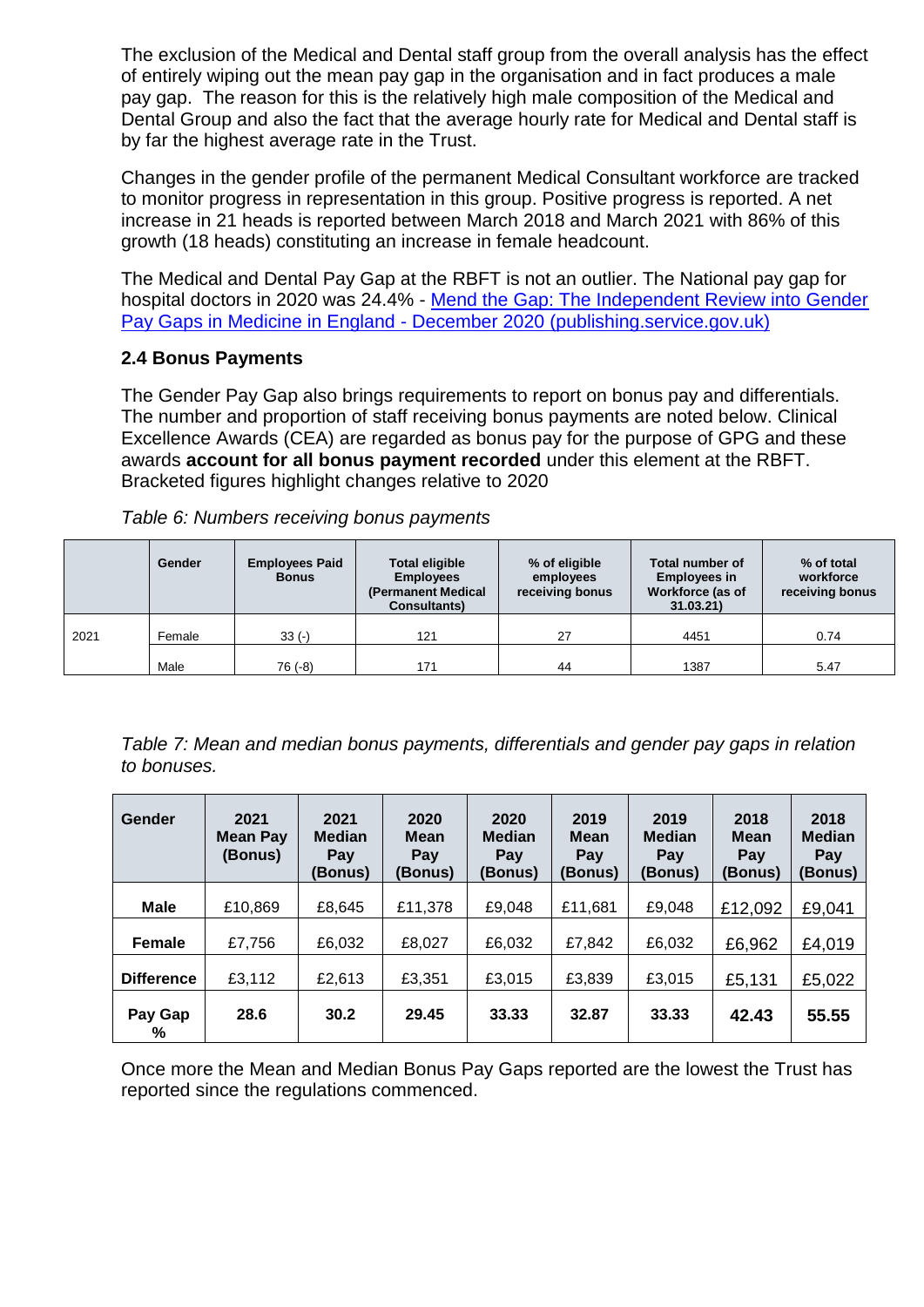The exclusion of the Medical and Dental staff group from the overall analysis has the effect of entirely wiping out the mean pay gap in the organisation and in fact produces a male pay gap. The reason for this is the relatively high male composition of the Medical and Dental Group and also the fact that the average hourly rate for Medical and Dental staff is by far the highest average rate in the Trust.

Changes in the gender profile of the permanent Medical Consultant workforce are tracked to monitor progress in representation in this group. Positive progress is reported. A net increase in 21 heads is reported between March 2018 and March 2021 with 86% of this growth (18 heads) constituting an increase in female headcount.

The Medical and Dental Pay Gap at the RBFT is not an outlier. The National pay gap for hospital doctors in 2020 was 24.4% - [Mend the Gap: The Independent Review into Gender Pay Gaps in Medicine in England - December 2020 (publishing.service.gov.uk)]

### 2.4 Bonus Payments

The Gender Pay Gap also brings requirements to report on bonus pay and differentials. The number and proportion of staff receiving bonus payments are noted below. Clinical Excellence Awards (CEA) are regarded as bonus pay for the purpose of GPG and these awards **account for all bonus payment recorded** under this element at the RBFT. Bracketed figures highlight changes relative to 2020

*Table 6: Numbers receiving bonus payments*

| | Gender | Employees Paid Bonus | Total eligible Employees (Permanent Medical Consultants) | % of eligible employees receiving bonus | Total number of Employees in Workforce (as of 31.03.21) | % of total workforce receiving bonus |
|---|---|---|---|---|---|---|
| 2021 | Female | 33 (-) | 121 | 27 | 4451 | 0.74 |
| | Male | 76 (-8) | 171 | 44 | 1387 | 5.47 |

*Table 7: Mean and median bonus payments, differentials and gender pay gaps in relation to bonuses.*

| Gender | 2021 Mean Pay (Bonus) | 2021 Median Pay (Bonus) | 2020 Mean Pay (Bonus) | 2020 Median Pay (Bonus) | 2019 Mean Pay (Bonus) | 2019 Median Pay (Bonus) | 2018 Mean Pay (Bonus) | 2018 Median Pay (Bonus) |
|---|---|---|---|---|---|---|---|---|
| **Male** | £10,869 | £8,645 | £11,378 | £9,048 | £11,681 | £9,048 | £12,092 | £9,041 |
| **Female** | £7,756 | £6,032 | £8,027 | £6,032 | £7,842 | £6,032 | £6,962 | £4,019 |
| **Difference** | £3,112 | £2,613 | £3,351 | £3,015 | £3,839 | £3,015 | £5,131 | £5,022 |
| **Pay Gap %** | **28.6** | **30.2** | **29.45** | **33.33** | **32.87** | **33.33** | **42.43** | **55.55** |

Once more the Mean and Median Bonus Pay Gaps reported are the lowest the Trust has reported since the regulations commenced.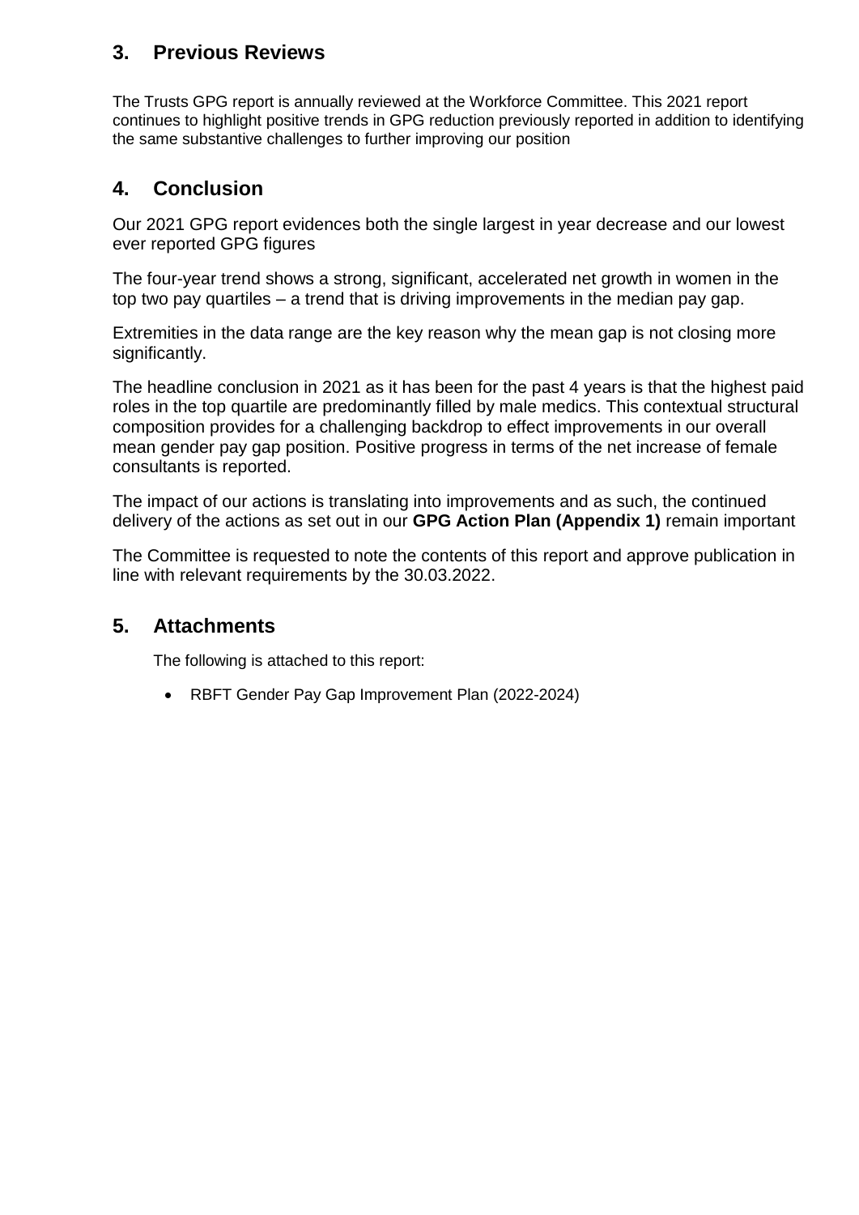## 3. Previous Reviews

The Trusts GPG report is annually reviewed at the Workforce Committee. This 2021 report continues to highlight positive trends in GPG reduction previously reported in addition to identifying the same substantive challenges to further improving our position

## 4. Conclusion

Our 2021 GPG report evidences both the single largest in year decrease and our lowest ever reported GPG figures

The four-year trend shows a strong, significant, accelerated net growth in women in the top two pay quartiles – a trend that is driving improvements in the median pay gap.

Extremities in the data range are the key reason why the mean gap is not closing more significantly.

The headline conclusion in 2021 as it has been for the past 4 years is that the highest paid roles in the top quartile are predominantly filled by male medics. This contextual structural composition provides for a challenging backdrop to effect improvements in our overall mean gender pay gap position. Positive progress in terms of the net increase of female consultants is reported.

The impact of our actions is translating into improvements and as such, the continued delivery of the actions as set out in our **GPG Action Plan (Appendix 1)** remain important

The Committee is requested to note the contents of this report and approve publication in line with relevant requirements by the 30.03.2022.

## 5. Attachments

The following is attached to this report:

- RBFT Gender Pay Gap Improvement Plan (2022-2024)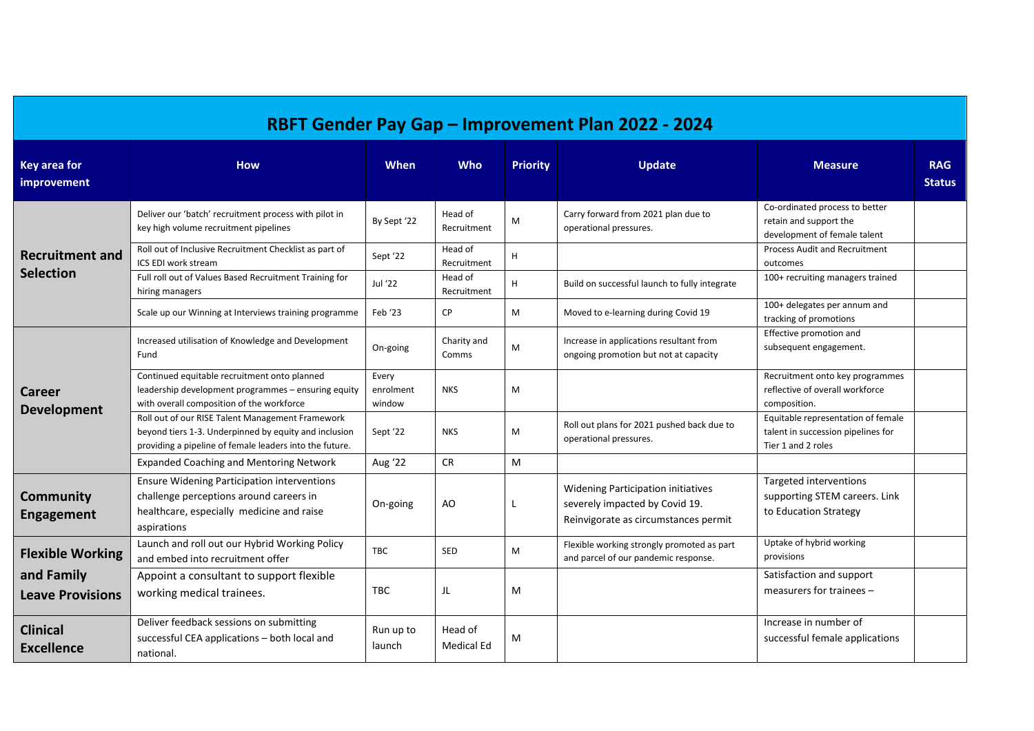# RBFT Gender Pay Gap – Improvement Plan 2022 - 2024

| Key area for improvement | How | When | Who | Priority | Update | Measure | RAG Status |
|---|---|---|---|---|---|---|---|
| **Recruitment and Selection** | Deliver our 'batch' recruitment process with pilot in key high volume recruitment pipelines | By Sept '22 | Head of Recruitment | M | Carry forward from 2021 plan due to operational pressures. | Co-ordinated process to better retain and support the development of female talent | |
| | Roll out of Inclusive Recruitment Checklist as part of ICS EDI work stream | Sept '22 | Head of Recruitment | H | | Process Audit and Recruitment outcomes | |
| | Full roll out of Values Based Recruitment Training for hiring managers | Jul '22 | Head of Recruitment | H | Build on successful launch to fully integrate | 100+ recruiting managers trained | |
| | Scale up our Winning at Interviews training programme | Feb '23 | CP | M | Moved to e-learning during Covid 19 | 100+ delegates per annum and tracking of promotions | |
| **Career Development** | Increased utilisation of Knowledge and Development Fund | On-going | Charity and Comms | M | Increase in applications resultant from ongoing promotion but not at capacity | Effective promotion and subsequent engagement. | |
| | Continued equitable recruitment onto planned leadership development programmes – ensuring equity with overall composition of the workforce | Every enrolment window | NKS | M | | Recruitment onto key programmes reflective of overall workforce composition. | |
| | Roll out of our RISE Talent Management Framework beyond tiers 1-3. Underpinned by equity and inclusion providing a pipeline of female leaders into the future. | Sept '22 | NKS | M | Roll out plans for 2021 pushed back due to operational pressures. | Equitable representation of female talent in succession pipelines for Tier 1 and 2 roles | |
| | Expanded Coaching and Mentoring Network | Aug '22 | CR | M | | | |
| **Community Engagement** | Ensure Widening Participation interventions challenge perceptions around careers in healthcare, especially medicine and raise aspirations | On-going | AO | L | Widening Participation initiatives severely impacted by Covid 19. Reinvigorate as circumstances permit | Targeted interventions supporting STEM careers. Link to Education Strategy | |
| **Flexible Working and Family Leave Provisions** | Launch and roll out our Hybrid Working Policy and embed into recruitment offer | TBC | SED | M | Flexible working strongly promoted as part and parcel of our pandemic response. | Uptake of hybrid working provisions | |
| | Appoint a consultant to support flexible working medical trainees. | TBC | JL | M | | Satisfaction and support measurers for trainees – | |
| **Clinical Excellence** | Deliver feedback sessions on submitting successful CEA applications – both local and national. | Run up to launch | Head of Medical Ed | M | | Increase in number of successful female applications | |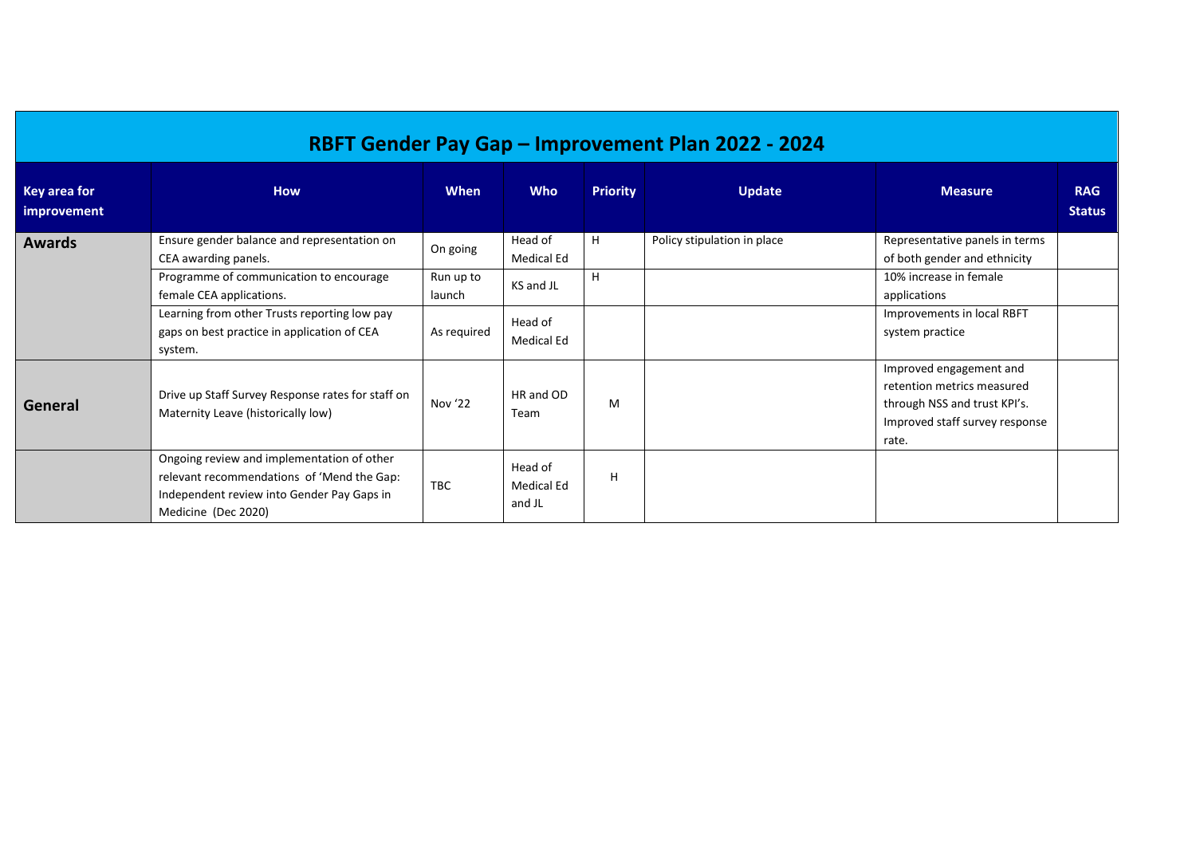# RBFT Gender Pay Gap – Improvement Plan 2022 - 2024

| Key area for improvement | How | When | Who | Priority | Update | Measure | RAG Status |
|---|---|---|---|---|---|---|---|
| **Awards** | Ensure gender balance and representation on CEA awarding panels. | On going | Head of Medical Ed | H | Policy stipulation in place | Representative panels in terms of both gender and ethnicity | |
| | Programme of communication to encourage female CEA applications. | Run up to launch | KS and JL | H | | 10% increase in female applications | |
| | Learning from other Trusts reporting low pay gaps on best practice in application of CEA system. | As required | Head of Medical Ed | | | Improvements in local RBFT system practice | |
| **General** | Drive up Staff Survey Response rates for staff on Maternity Leave (historically low) | Nov '22 | HR and OD Team | M | | Improved engagement and retention metrics measured through NSS and trust KPI's. Improved staff survey response rate. | |
| | Ongoing review and implementation of other relevant recommendations of 'Mend the Gap: Independent review into Gender Pay Gaps in Medicine (Dec 2020) | TBC | Head of Medical Ed and JL | H | | | |